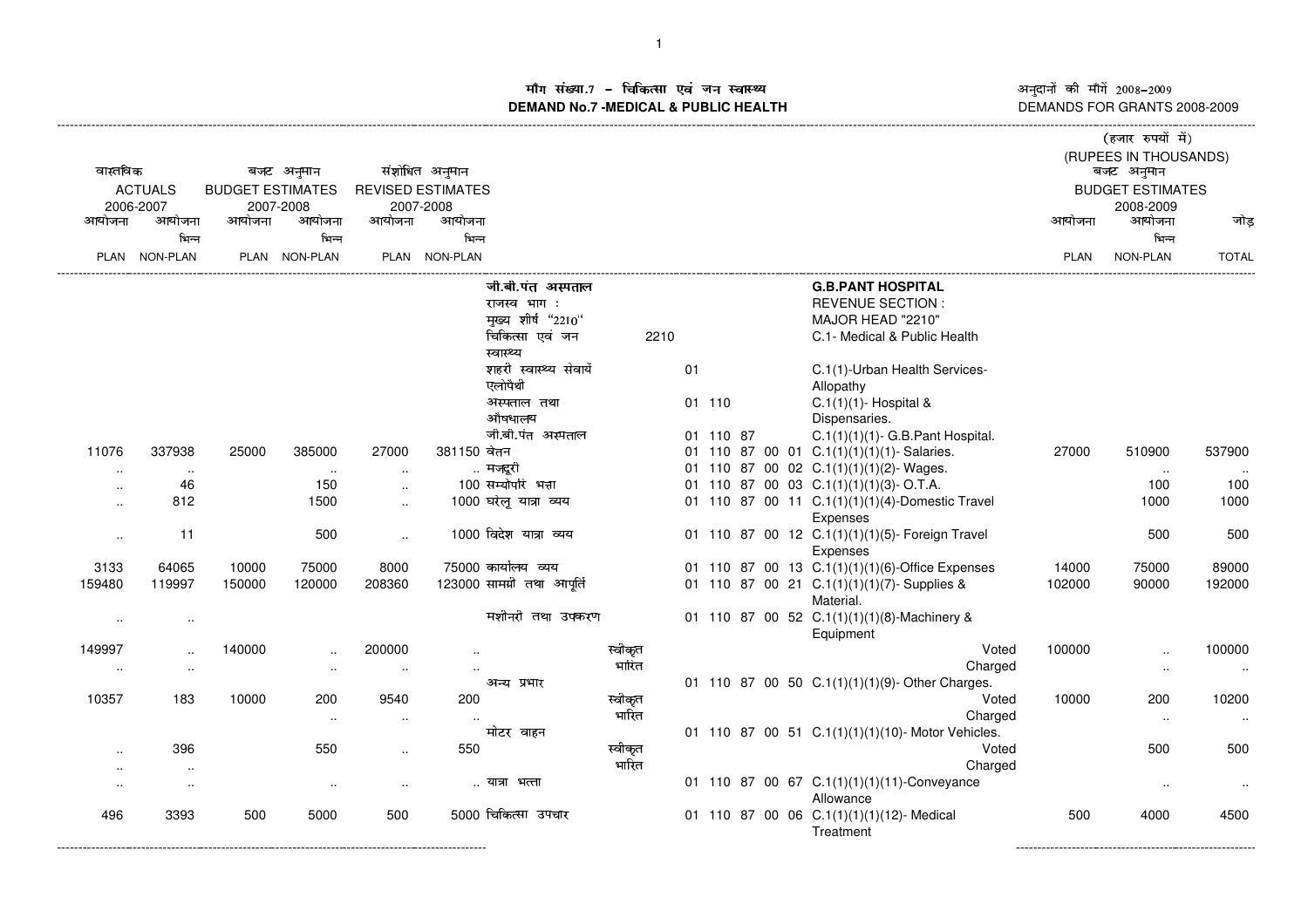# माँग संख्या.7 – चिकित्सा एवं जन स्वास्थ्य
# DEMAND No.7 -MEDICAL & PUBLIC HEALTH

अनुदानों की माँगें 2008–2009
DEMANDS FOR GRANTS 2008-2009

(हजार रुपयों में)
(RUPEES IN THOUSANDS)

| वास्तविक ACTUALS 2006-2007 | | बजट अनुमान BUDGET ESTIMATES 2007-2008 | | संशोधित अनुमान REVISED ESTIMATES 2007-2008 | | | | | | बजट अनुमान BUDGET ESTIMATES 2008-2009 | | |
|---|---|---|---|---|---|---|---|---|---|---|---|---|
| आयोजना PLAN | आयोजना भिन्न NON-PLAN | आयोजना PLAN | आयोजना भिन्न NON-PLAN | आयोजना PLAN | आयोजना भिन्न NON-PLAN | | | | | आयोजना PLAN | आयोजना भिन्न NON-PLAN | जोड़ TOTAL |
| | | | | | | जी.बी.पंत अस्पताल | | | **G.B.PANT HOSPITAL** | | | |
| | | | | | | राजस्व भाग : | | | REVENUE SECTION : | | | |
| | | | | | | मुख्य शीर्ष "2210" | | | MAJOR HEAD "2210" | | | |
| | | | | | | चिकित्सा एवं जन स्वास्थ्य | | 2210 | C.1- Medical & Public Health | | | |
| | | | | | | शहरी स्वास्थ्य सेवायें एलोपैथी | | 01 | C.1(1)-Urban Health Services-Allopathy | | | |
| | | | | | | अस्पताल तथा औषधालय | | 01 110 | C.1(1)(1)- Hospital & Dispensaries. | | | |
| | | | | | | जी.बी.पंत अस्पताल | | 01 110 87 | C.1(1)(1)(1)- G.B.Pant Hospital. | | | |
| 11076 | 337938 | 25000 | 385000 | 27000 | 381150 | वेतन | | 01 110 87 00 01 | C.1(1)(1)(1)(1)- Salaries. | 27000 | 510900 | 537900 |
| .. | .. | | .. | .. | .. | मजदूरी | | 01 110 87 00 02 | C.1(1)(1)(1)(2)- Wages. | | .. | .. |
| .. | 46 | | 150 | .. | 100 | सम्योपरि भत्ता | | 01 110 87 00 03 | C.1(1)(1)(1)(3)- O.T.A. | | 100 | 100 |
| .. | 812 | | 1500 | .. | 1000 | घरेलू यात्रा व्यय | | 01 110 87 00 11 | C.1(1)(1)(1)(4)-Domestic Travel Expenses | | 1000 | 1000 |
| .. | 11 | | 500 | .. | 1000 | विदेश यात्रा व्यय | | 01 110 87 00 12 | C.1(1)(1)(1)(5)- Foreign Travel Expenses | | 500 | 500 |
| 3133 | 64065 | 10000 | 75000 | 8000 | 75000 | कार्यालय व्यय | | 01 110 87 00 13 | C.1(1)(1)(1)(6)-Office Expenses | 14000 | 75000 | 89000 |
| 159480 | 119997 | 150000 | 120000 | 208360 | 123000 | सामग्री तथा आपूर्ति | | 01 110 87 00 21 | C.1(1)(1)(1)(7)- Supplies & Material. | 102000 | 90000 | 192000 |
| .. | .. | | | | | मशीनरी तथा उपकरण | | 01 110 87 00 52 | C.1(1)(1)(1)(8)-Machinery & Equipment | | | |
| 149997 | .. | 140000 | .. | 200000 | .. | | स्वीकृत | | Voted | 100000 | .. | 100000 |
| .. | .. | | .. | .. | .. | | भारित | | Charged | | .. | .. |
| | | | | | | अन्य प्रभार | | 01 110 87 00 50 | C.1(1)(1)(1)(9)- Other Charges. | | | |
| 10357 | 183 | 10000 | 200 | 9540 | 200 | | स्वीकृत | | Voted | 10000 | 200 | 10200 |
| | | | .. | .. | .. | | भारित | | Charged | | .. | .. |
| | | | | | | मोटर वाहन | | 01 110 87 00 51 | C.1(1)(1)(1)(10)- Motor Vehicles. | | | |
| .. | 396 | | 550 | .. | 550 | | स्वीकृत | | Voted | | 500 | 500 |
| .. | .. | | | | | | भारित | | Charged | | | |
| .. | .. | | .. | .. | .. | यात्रा भत्ता | | 01 110 87 00 67 | C.1(1)(1)(1)(11)-Conveyance Allowance | | .. | .. |
| 496 | 3393 | 500 | 5000 | 500 | 5000 | चिकित्सा उपचार | | 01 110 87 00 06 | C.1(1)(1)(1)(12)- Medical Treatment | 500 | 4000 | 4500 |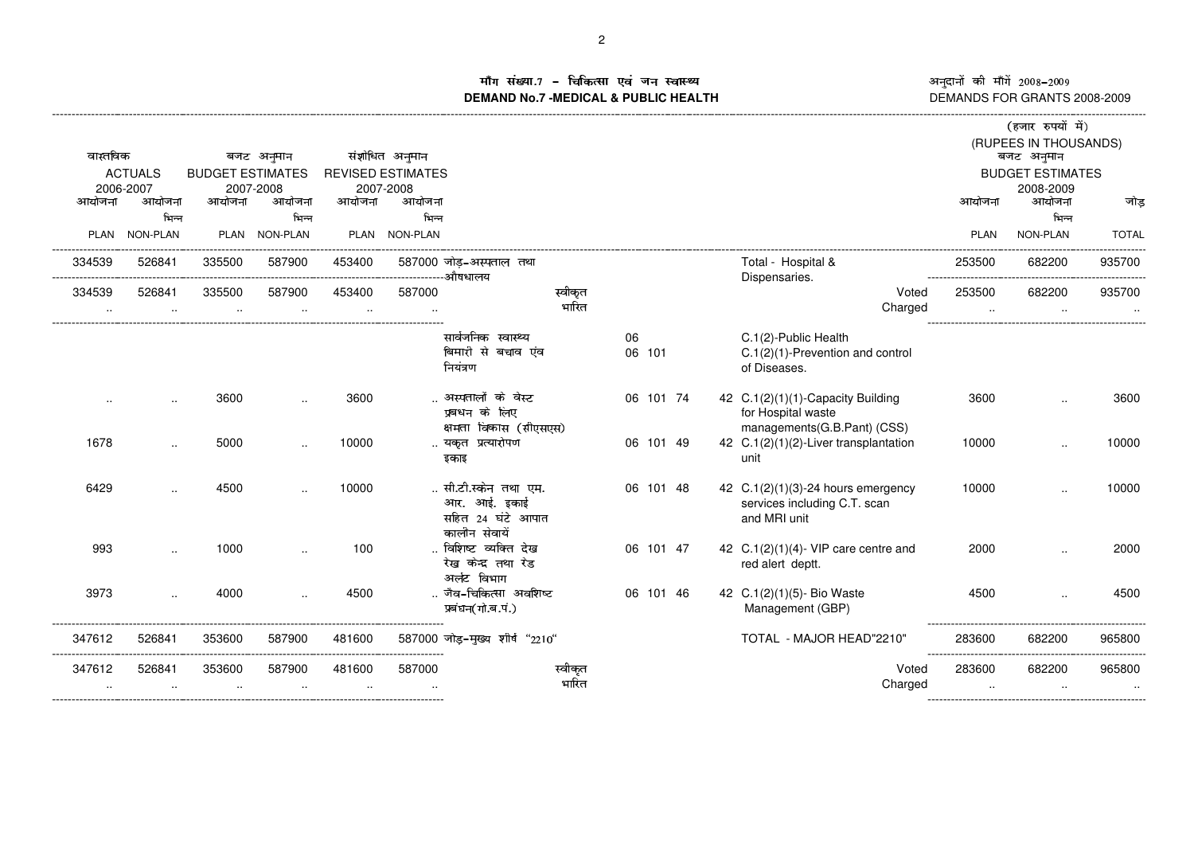# माँग संख्या.7 - चिकित्सा एवं जन स्वास्थ्य
# DEMAND No.7 -MEDICAL & PUBLIC HEALTH

अनुदानों की माँगें 2008-2009
DEMANDS FOR GRANTS 2008-2009

(हजार रुपयों में)
(RUPEES IN THOUSANDS)

| वास्तविक ACTUALS 2006-2007 | | बजट अनुमान BUDGET ESTIMATES 2007-2008 | | संशोधित अनुमान REVISED ESTIMATES 2007-2008 | | | | | बजट अनुमान BUDGET ESTIMATES 2008-2009 | | |
|---|---|---|---|---|---|---|---|---|---|---|---|
| आयोजना PLAN | आयोजना भिन्न NON-PLAN | आयोजना PLAN | आयोजना भिन्न NON-PLAN | आयोजना PLAN | आयोजना भिन्न NON-PLAN | | | | आयोजना PLAN | आयोजना भिन्न NON-PLAN | जोड़ TOTAL |
| 334539 | 526841 | 335500 | 587900 | 453400 | 587000 | जोड़-अस्पताल तथा औषधालय | | Total - Hospital & Dispensaries. | 253500 | 682200 | 935700 |
| 334539 | 526841 | 335500 | 587900 | 453400 | 587000 | स्वीकृत | | Voted | 253500 | 682200 | 935700 |
| .. | .. | .. | .. | .. | .. | भारित | | Charged | .. | .. | .. |
| | | | | | | सार्वजनिक स्वास्थ्य | 06 | C.1(2)-Public Health | | | |
| | | | | | | बिमारी से बचाव एंव नियंत्रण | 06 101 | C.1(2)(1)-Prevention and control of Diseases. | | | |
| .. | .. | 3600 | .. | 3600 | .. | अस्पतालों के वेस्ट प्रबधन के लिए क्षमता विकास (सीएसएस) | 06 101 74 | 42 C.1(2)(1)(1)-Capacity Building for Hospital waste managements(G.B.Pant) (CSS) | 3600 | .. | 3600 |
| 1678 | .. | 5000 | .. | 10000 | .. | यकृत प्रत्यारोपण इकाइ | 06 101 49 | 42 C.1(2)(1)(2)-Liver transplantation unit | 10000 | .. | 10000 |
| 6429 | .. | 4500 | .. | 10000 | .. | सी.टी.स्केन तथा एम. आर. आई. इकाई सहित 24 घंटे आपात कालीन सेवायें | 06 101 48 | 42 C.1(2)(1)(3)-24 hours emergency services including C.T. scan and MRI unit | 10000 | .. | 10000 |
| 993 | .. | 1000 | .. | 100 | .. | विशिष्ट व्यक्ति देख रेख केंद्र तथा रेड अर्लट विभाग | 06 101 47 | 42 C.1(2)(1)(4)- VIP care centre and red alert deptt. | 2000 | .. | 2000 |
| 3973 | .. | 4000 | .. | 4500 | .. | जैव-चिकित्सा अवशिष्ट प्रबंधन(गो.ब.पं.) | 06 101 46 | 42 C.1(2)(1)(5)- Bio Waste Management (GBP) | 4500 | .. | 4500 |
| 347612 | 526841 | 353600 | 587900 | 481600 | 587000 | जोड़-मुख्य शीर्ष "2210" | | TOTAL - MAJOR HEAD"2210" | 283600 | 682200 | 965800 |
| 347612 | 526841 | 353600 | 587900 | 481600 | 587000 | स्वीकृत | | Voted | 283600 | 682200 | 965800 |
| .. | .. | .. | .. | .. | .. | भारित | | Charged | .. | .. | .. |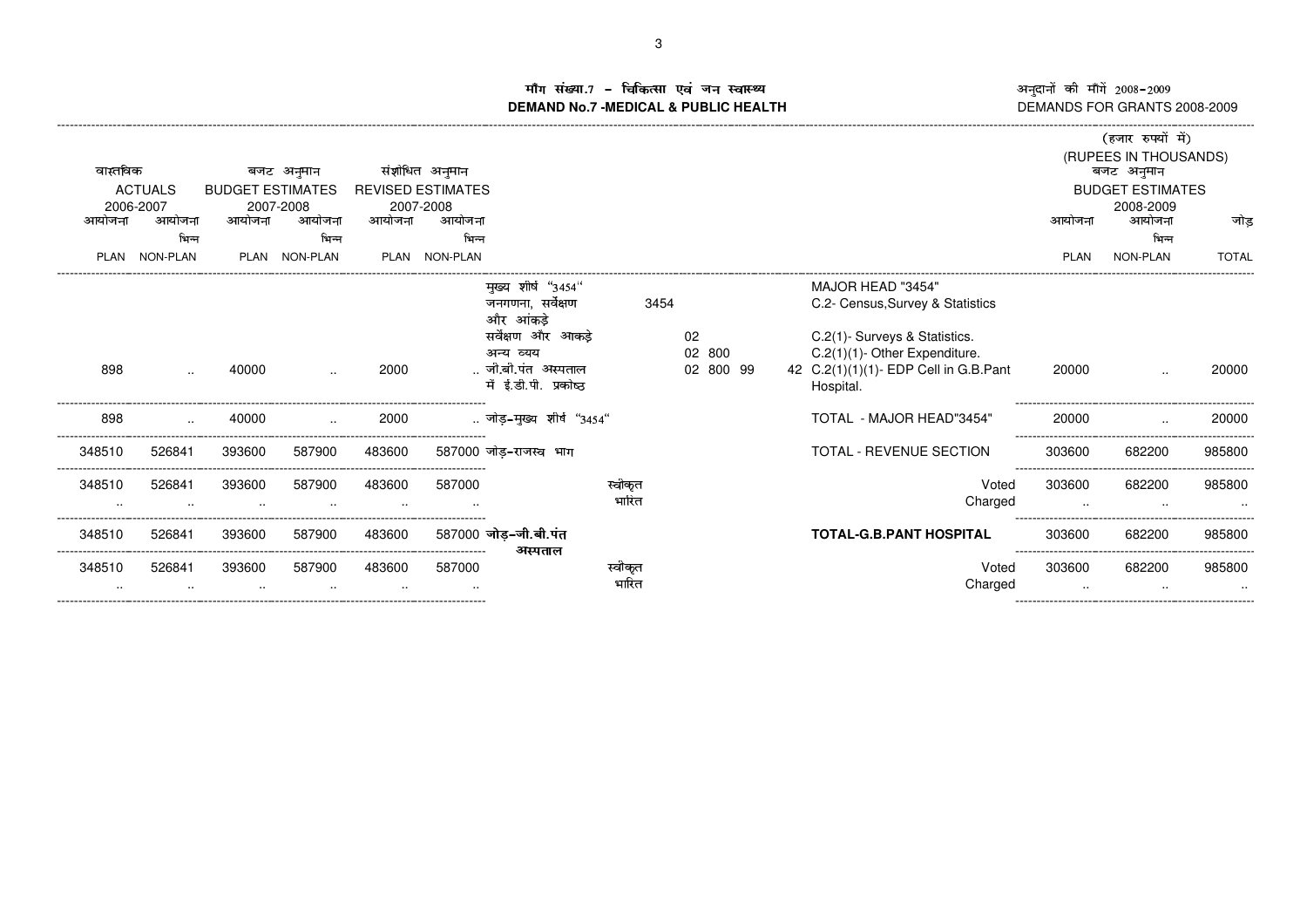## माँग संख्या.7 - चिकित्सा एवं जन स्वास्थ्य
## DEMAND No.7 -MEDICAL & PUBLIC HEALTH

अनुदानों की माँगें 2008-2009
DEMANDS FOR GRANTS 2008-2009

(हजार रुपयों में)
(RUPEES IN THOUSANDS)

| वास्तविक ACTUALS 2006-2007 | | बजट अनुमान BUDGET ESTIMATES 2007-2008 | | संशोधित अनुमान REVISED ESTIMATES 2007-2008 | | | | | बजट अनुमान BUDGET ESTIMATES 2008-2009 | | |
|---|---|---|---|---|---|---|---|---|---|---|---|
| आयोजना PLAN | आयोजना भिन्न NON-PLAN | आयोजना PLAN | आयोजना भिन्न NON-PLAN | आयोजना PLAN | आयोजना भिन्न NON-PLAN | | | | आयोजना PLAN | आयोजना भिन्न NON-PLAN | जोड़ TOTAL |
| | | | | | | मुख्य शीर्ष "3454" जनगणना, सर्वेक्षण और आंकड़े | 3454 | MAJOR HEAD "3454" C.2- Census,Survey & Statistics | | | |
| | | | | | | सर्वेक्षण और आकड़े | 02 | C.2(1)- Surveys & Statistics. | | | |
| | | | | | | अन्य व्यय | 02 800 | C.2(1)(1)- Other Expenditure. | | | |
| 898 | .. | 40000 | .. | 2000 | .. | जी.बी.पंत अस्पताल में ई.डी.पी. प्रकोष्ठ | 02 800 99 42 | C.2(1)(1)(1)- EDP Cell in G.B.Pant Hospital. | 20000 | .. | 20000 |
| 898 | .. | 40000 | .. | 2000 | .. | जोड़-मुख्य शीर्ष "3454" | | TOTAL - MAJOR HEAD"3454" | 20000 | .. | 20000 |
| 348510 | 526841 | 393600 | 587900 | 483600 | 587000 | जोड़-राजस्व भाग | | TOTAL - REVENUE SECTION | 303600 | 682200 | 985800 |
| 348510 | 526841 | 393600 | 587900 | 483600 | 587000 | स्वीकृत | | Voted | 303600 | 682200 | 985800 |
| .. | .. | .. | .. | .. | .. | भारित | | Charged | .. | .. | .. |
| 348510 | 526841 | 393600 | 587900 | 483600 | 587000 | **जोड़-जी.बी.पंत अस्पताल** | | **TOTAL-G.B.PANT HOSPITAL** | 303600 | 682200 | 985800 |
| 348510 | 526841 | 393600 | 587900 | 483600 | 587000 | स्वीकृत | | Voted | 303600 | 682200 | 985800 |
| .. | .. | .. | .. | .. | .. | भारित | | Charged | .. | .. | .. |